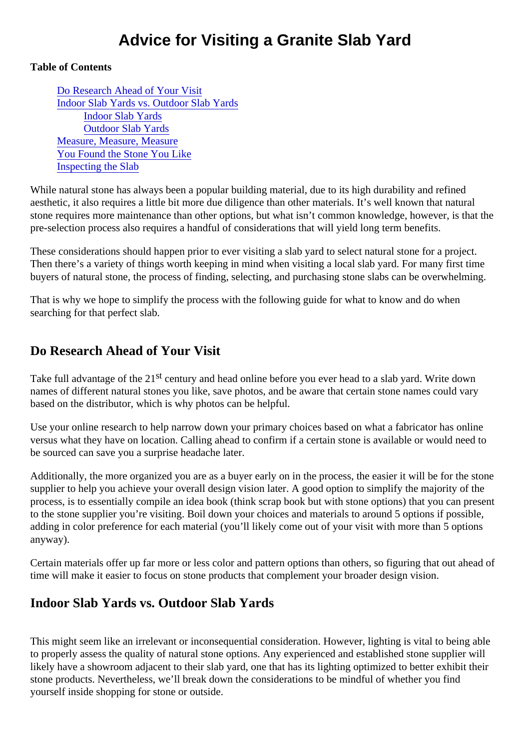# Advice for Visiting a Granite Slab Yard

**Table of Contents**

- Do Research Ahead of Your Visit
- Indoor Slab Yards vs. Outdoor Slab Yards
  - Indoor Slab Yards
  - Outdoor Slab Yards
- Measure, Measure, Measure
- You Found the Stone You Like
- Inspecting the Slab

While natural stone has always been a popular building material, due to its high durability and refined aesthetic, it also requires a little bit more due diligence than other materials. It's well known that natural stone requires more maintenance than other options, but what isn't common knowledge, however, is that the pre-selection process also requires a handful of considerations that will yield long term benefits.

These considerations should happen prior to ever visiting a slab yard to select natural stone for a project. Then there's a variety of things worth keeping in mind when visiting a local slab yard. For many first time buyers of natural stone, the process of finding, selecting, and purchasing stone slabs can be overwhelming.

That is why we hope to simplify the process with the following guide for what to know and do when searching for that perfect slab.

## Do Research Ahead of Your Visit

Take full advantage of the 21st century and head online before you ever head to a slab yard. Write down names of different natural stones you like, save photos, and be aware that certain stone names could vary based on the distributor, which is why photos can be helpful.

Use your online research to help narrow down your primary choices based on what a fabricator has online versus what they have on location. Calling ahead to confirm if a certain stone is available or would need to be sourced can save you a surprise headache later.

Additionally, the more organized you are as a buyer early on in the process, the easier it will be for the stone supplier to help you achieve your overall design vision later. A good option to simplify the majority of the process, is to essentially compile an idea book (think scrap book but with stone options) that you can present to the stone supplier you're visiting. Boil down your choices and materials to around 5 options if possible, adding in color preference for each material (you'll likely come out of your visit with more than 5 options anyway).

Certain materials offer up far more or less color and pattern options than others, so figuring that out ahead of time will make it easier to focus on stone products that complement your broader design vision.

## Indoor Slab Yards vs. Outdoor Slab Yards

This might seem like an irrelevant or inconsequential consideration. However, lighting is vital to being able to properly assess the quality of natural stone options. Any experienced and established stone supplier will likely have a showroom adjacent to their slab yard, one that has its lighting optimized to better exhibit their stone products. Nevertheless, we'll break down the considerations to be mindful of whether you find yourself inside shopping for stone or outside.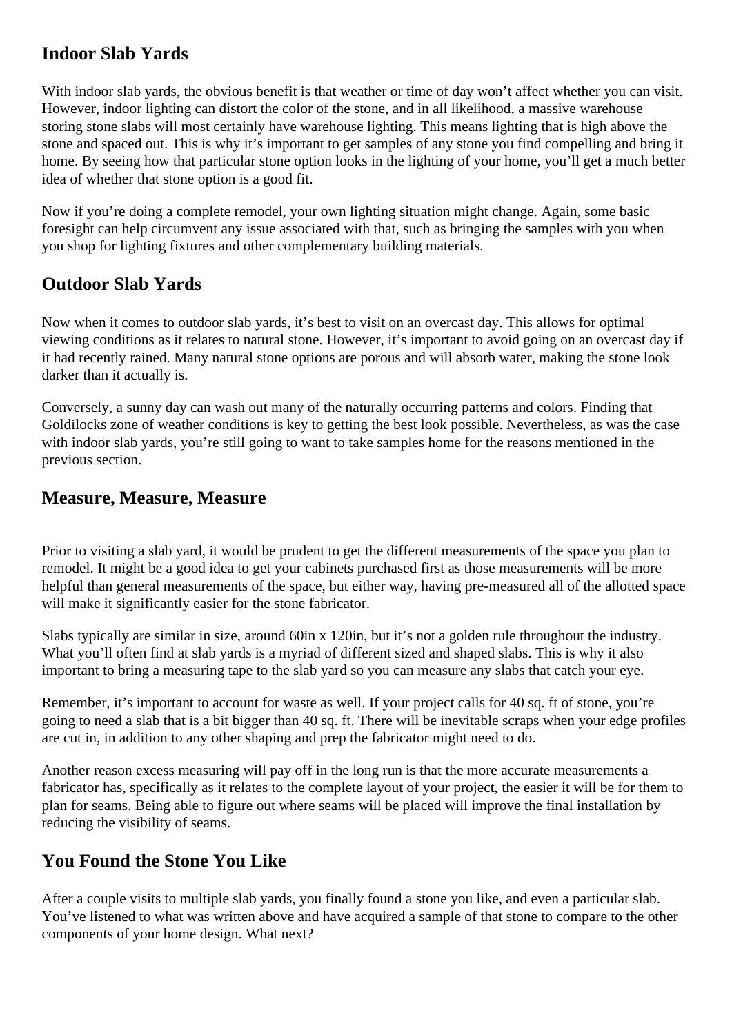## Indoor Slab Yards

With indoor slab yards, the obvious benefit is that weather or time of day won’t affect whether you can visit. However, indoor lighting can distort the color of the stone, and in all likelihood, a massive warehouse storing stone slabs will most certainly have warehouse lighting. This means lighting that is high above the stone and spaced out. This is why it’s important to get samples of any stone you find compelling and bring it home. By seeing how that particular stone option looks in the lighting of your home, you’ll get a much better idea of whether that stone option is a good fit.

Now if you’re doing a complete remodel, your own lighting situation might change. Again, some basic foresight can help circumvent any issue associated with that, such as bringing the samples with you when you shop for lighting fixtures and other complementary building materials.

## Outdoor Slab Yards

Now when it comes to outdoor slab yards, it’s best to visit on an overcast day. This allows for optimal viewing conditions as it relates to natural stone. However, it’s important to avoid going on an overcast day if it had recently rained. Many natural stone options are porous and will absorb water, making the stone look darker than it actually is.

Conversely, a sunny day can wash out many of the naturally occurring patterns and colors. Finding that Goldilocks zone of weather conditions is key to getting the best look possible. Nevertheless, as was the case with indoor slab yards, you’re still going to want to take samples home for the reasons mentioned in the previous section.

## Measure, Measure, Measure

Prior to visiting a slab yard, it would be prudent to get the different measurements of the space you plan to remodel. It might be a good idea to get your cabinets purchased first as those measurements will be more helpful than general measurements of the space, but either way, having pre-measured all of the allotted space will make it significantly easier for the stone fabricator.

Slabs typically are similar in size, around 60in x 120in, but it’s not a golden rule throughout the industry. What you’ll often find at slab yards is a myriad of different sized and shaped slabs. This is why it also important to bring a measuring tape to the slab yard so you can measure any slabs that catch your eye.

Remember, it’s important to account for waste as well. If your project calls for 40 sq. ft of stone, you’re going to need a slab that is a bit bigger than 40 sq. ft. There will be inevitable scraps when your edge profiles are cut in, in addition to any other shaping and prep the fabricator might need to do.

Another reason excess measuring will pay off in the long run is that the more accurate measurements a fabricator has, specifically as it relates to the complete layout of your project, the easier it will be for them to plan for seams. Being able to figure out where seams will be placed will improve the final installation by reducing the visibility of seams.

## You Found the Stone You Like

After a couple visits to multiple slab yards, you finally found a stone you like, and even a particular slab. You’ve listened to what was written above and have acquired a sample of that stone to compare to the other components of your home design. What next?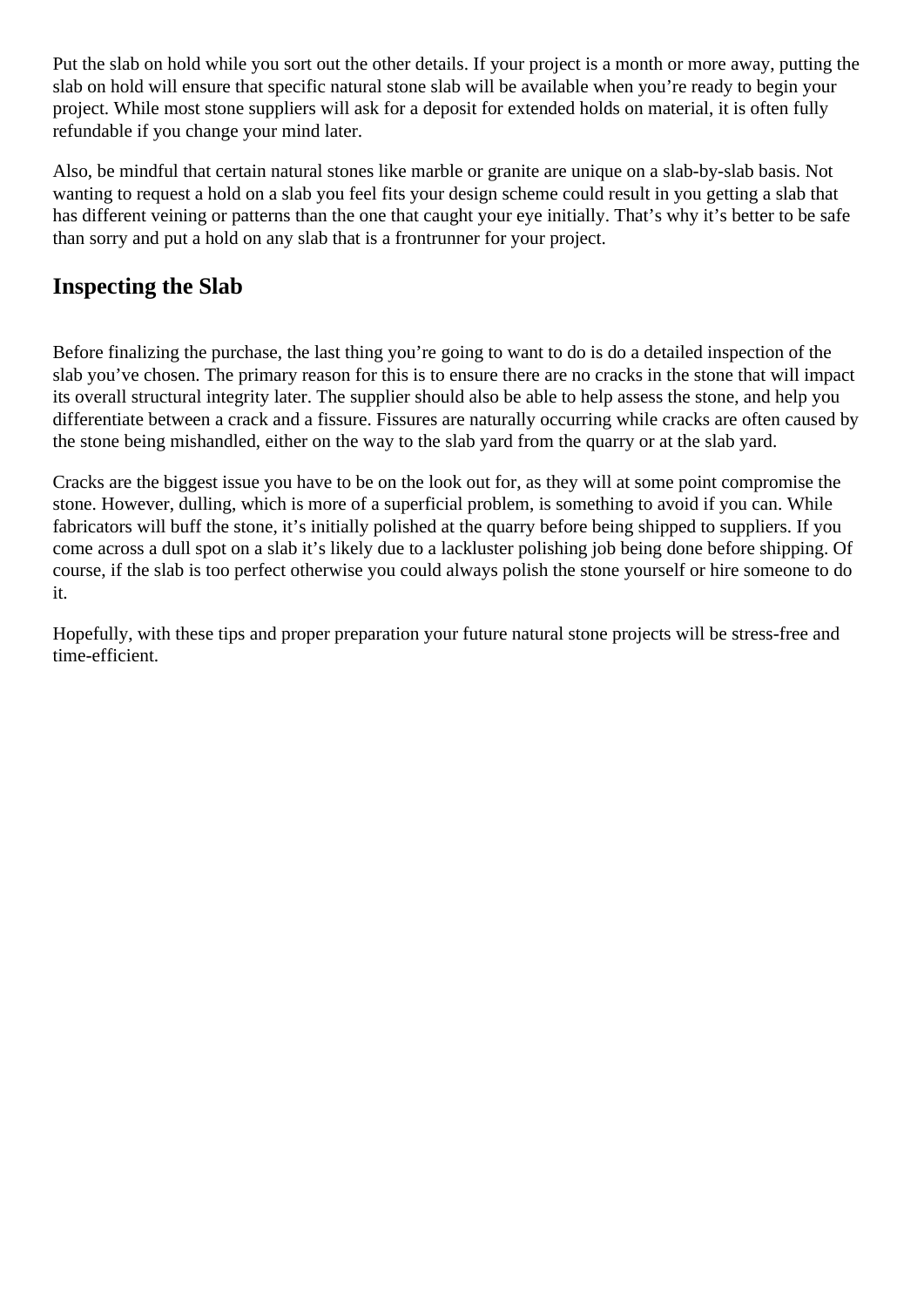Put the slab on hold while you sort out the other details. If your project is a month or more away, putting the slab on hold will ensure that specific natural stone slab will be available when you're ready to begin your project. While most stone suppliers will ask for a deposit for extended holds on material, it is often fully refundable if you change your mind later.

Also, be mindful that certain natural stones like marble or granite are unique on a slab-by-slab basis. Not wanting to request a hold on a slab you feel fits your design scheme could result in you getting a slab that has different veining or patterns than the one that caught your eye initially. That's why it's better to be safe than sorry and put a hold on any slab that is a frontrunner for your project.

## Inspecting the Slab

Before finalizing the purchase, the last thing you're going to want to do is do a detailed inspection of the slab you've chosen. The primary reason for this is to ensure there are no cracks in the stone that will impact its overall structural integrity later. The supplier should also be able to help assess the stone, and help you differentiate between a crack and a fissure. Fissures are naturally occurring while cracks are often caused by the stone being mishandled, either on the way to the slab yard from the quarry or at the slab yard.

Cracks are the biggest issue you have to be on the look out for, as they will at some point compromise the stone. However, dulling, which is more of a superficial problem, is something to avoid if you can. While fabricators will buff the stone, it's initially polished at the quarry before being shipped to suppliers. If you come across a dull spot on a slab it's likely due to a lackluster polishing job being done before shipping. Of course, if the slab is too perfect otherwise you could always polish the stone yourself or hire someone to do it.

Hopefully, with these tips and proper preparation your future natural stone projects will be stress-free and time-efficient.